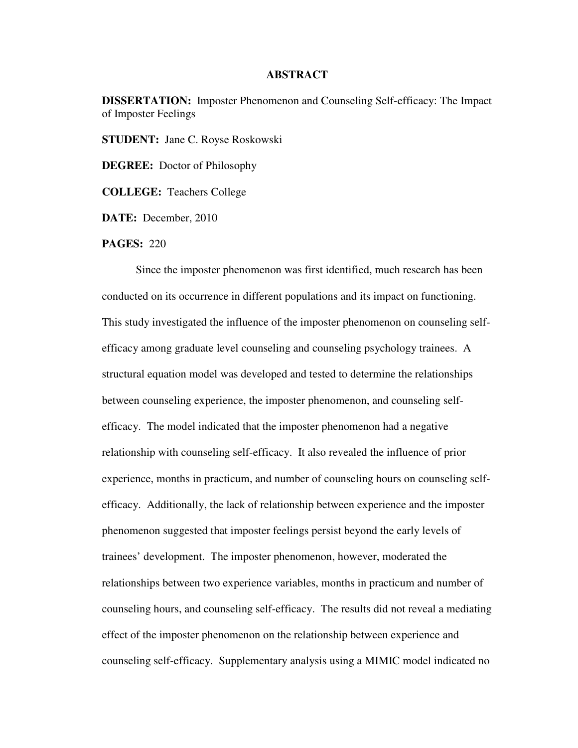# ABSTRACT

**DISSERTATION:** Imposter Phenomenon and Counseling Self-efficacy: The Impact of Imposter Feelings

**STUDENT:** Jane C. Royse Roskowski

**DEGREE:** Doctor of Philosophy

**COLLEGE:** Teachers College

**DATE:** December, 2010

**PAGES:** 220

Since the imposter phenomenon was first identified, much research has been conducted on its occurrence in different populations and its impact on functioning. This study investigated the influence of the imposter phenomenon on counseling self-efficacy among graduate level counseling and counseling psychology trainees. A structural equation model was developed and tested to determine the relationships between counseling experience, the imposter phenomenon, and counseling self-efficacy. The model indicated that the imposter phenomenon had a negative relationship with counseling self-efficacy. It also revealed the influence of prior experience, months in practicum, and number of counseling hours on counseling self-efficacy. Additionally, the lack of relationship between experience and the imposter phenomenon suggested that imposter feelings persist beyond the early levels of trainees' development. The imposter phenomenon, however, moderated the relationships between two experience variables, months in practicum and number of counseling hours, and counseling self-efficacy. The results did not reveal a mediating effect of the imposter phenomenon on the relationship between experience and counseling self-efficacy. Supplementary analysis using a MIMIC model indicated no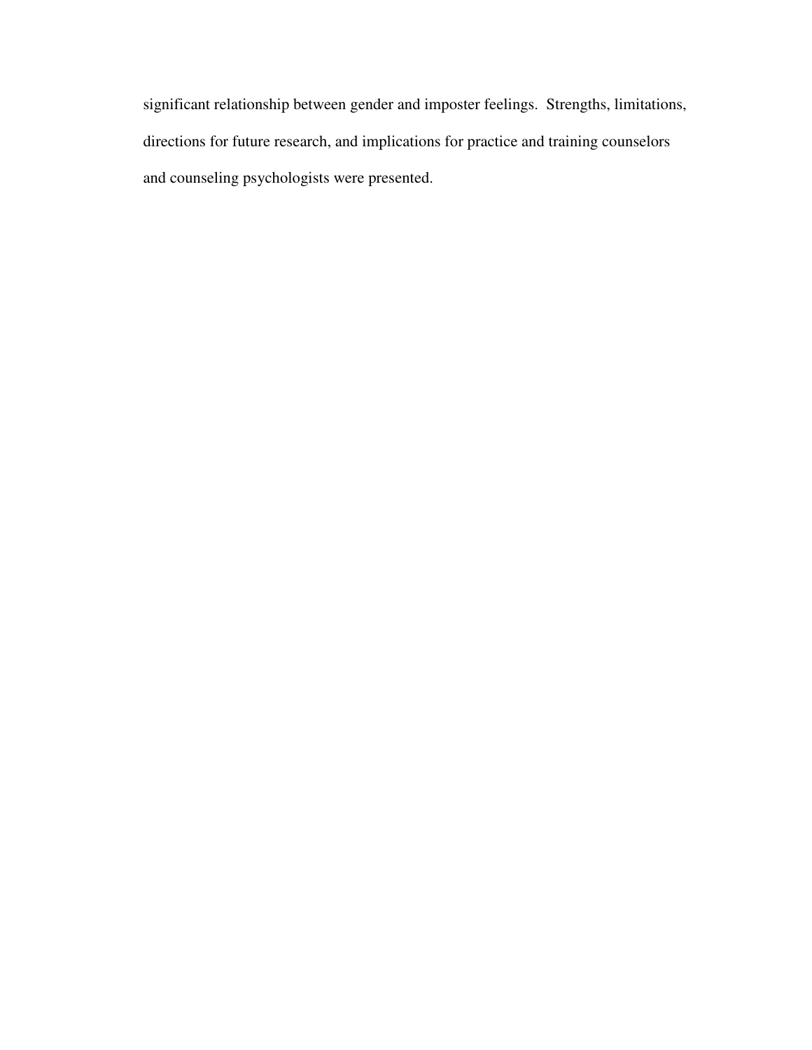significant relationship between gender and imposter feelings. Strengths, limitations, directions for future research, and implications for practice and training counselors and counseling psychologists were presented.